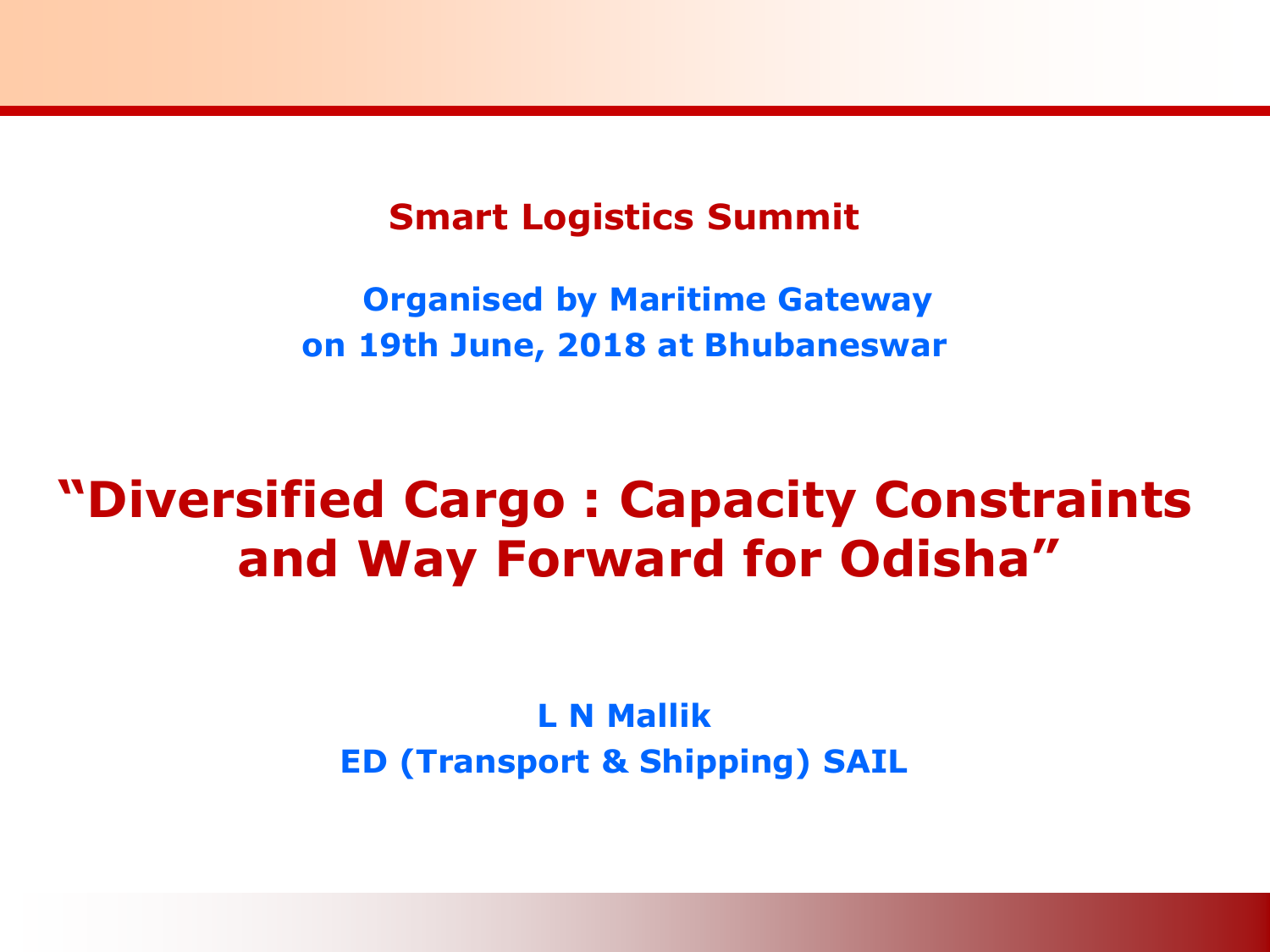**Smart Logistics Summit**

**Organised by Maritime Gateway**
**on 19th June, 2018 at Bhubaneswar**

# "Diversified Cargo : Capacity Constraints and Way Forward for Odisha"

**L N Mallik**
**ED (Transport & Shipping) SAIL**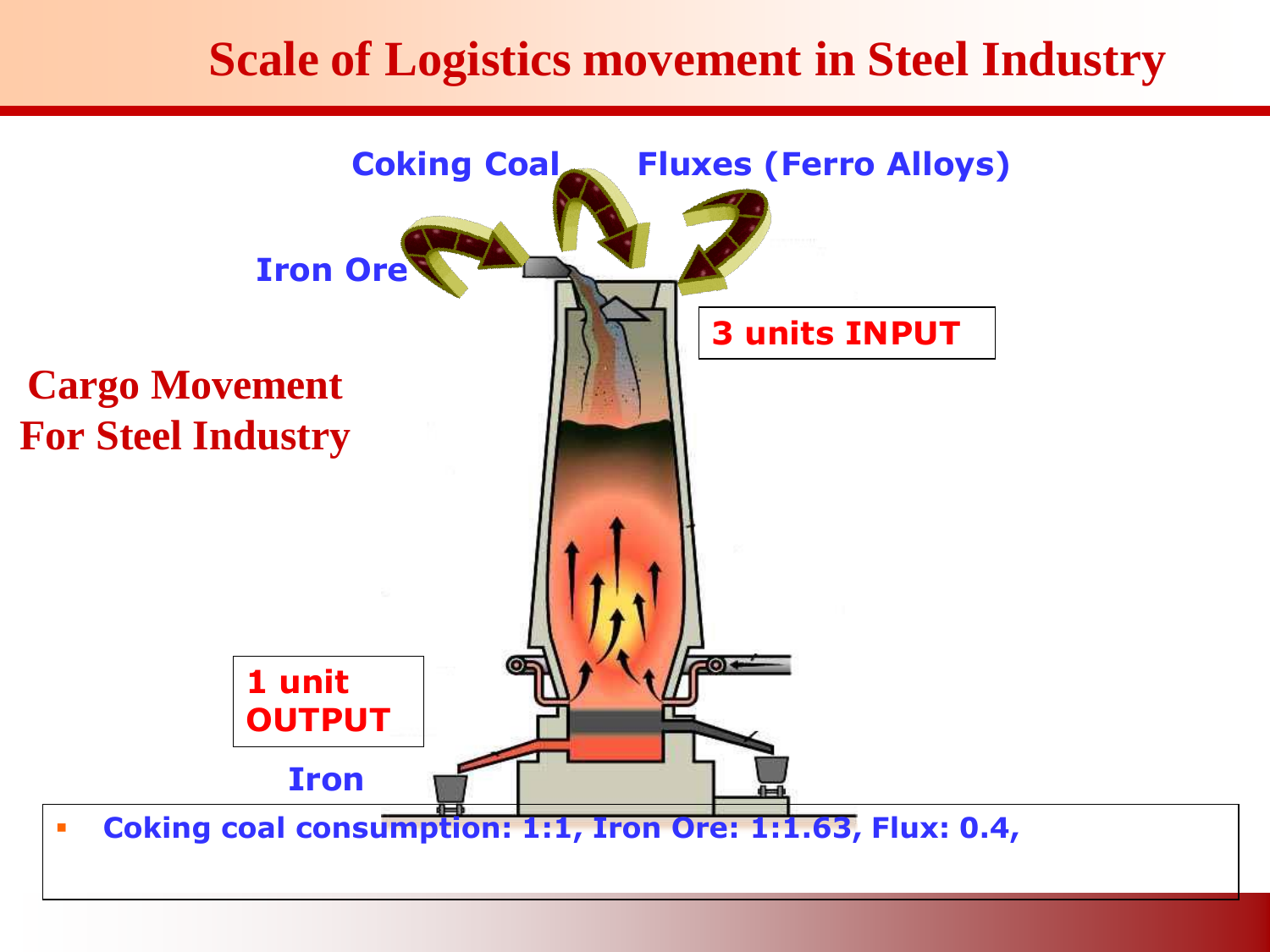# Scale of Logistics movement in Steel Industry

**Cargo Movement For Steel Industry**

Coking Coal

Fluxes (Ferro Alloys)

Iron Ore

**3 units INPUT**

**1 unit OUTPUT**

Iron

- **Coking coal consumption: 1:1, Iron Ore: 1:1.63, Flux: 0.4,**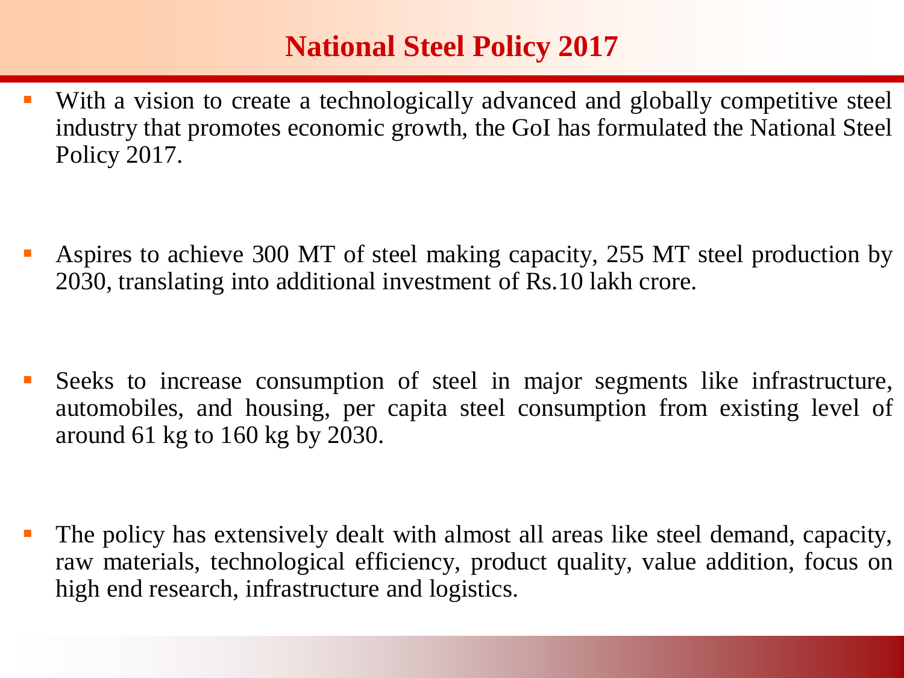# National Steel Policy 2017

- With a vision to create a technologically advanced and globally competitive steel industry that promotes economic growth, the GoI has formulated the National Steel Policy 2017.
- Aspires to achieve 300 MT of steel making capacity, 255 MT steel production by 2030, translating into additional investment of Rs.10 lakh crore.
- Seeks to increase consumption of steel in major segments like infrastructure, automobiles, and housing, per capita steel consumption from existing level of around 61 kg to 160 kg by 2030.
- The policy has extensively dealt with almost all areas like steel demand, capacity, raw materials, technological efficiency, product quality, value addition, focus on high end research, infrastructure and logistics.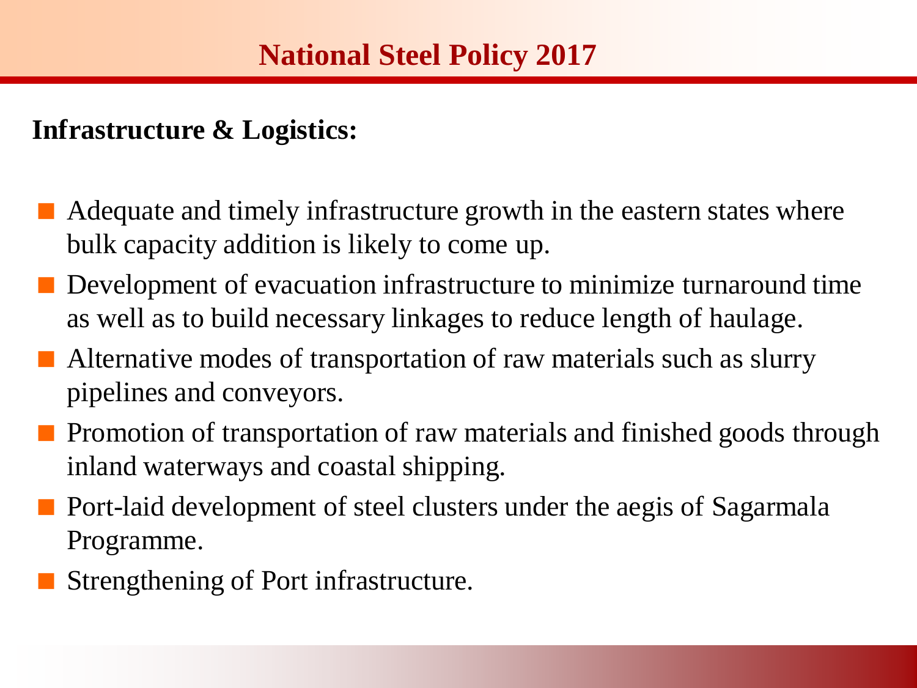# National Steel Policy 2017

**Infrastructure & Logistics:**

- Adequate and timely infrastructure growth in the eastern states where bulk capacity addition is likely to come up.
- Development of evacuation infrastructure to minimize turnaround time as well as to build necessary linkages to reduce length of haulage.
- Alternative modes of transportation of raw materials such as slurry pipelines and conveyors.
- Promotion of transportation of raw materials and finished goods through inland waterways and coastal shipping.
- Port-laid development of steel clusters under the aegis of Sagarmala Programme.
- Strengthening of Port infrastructure.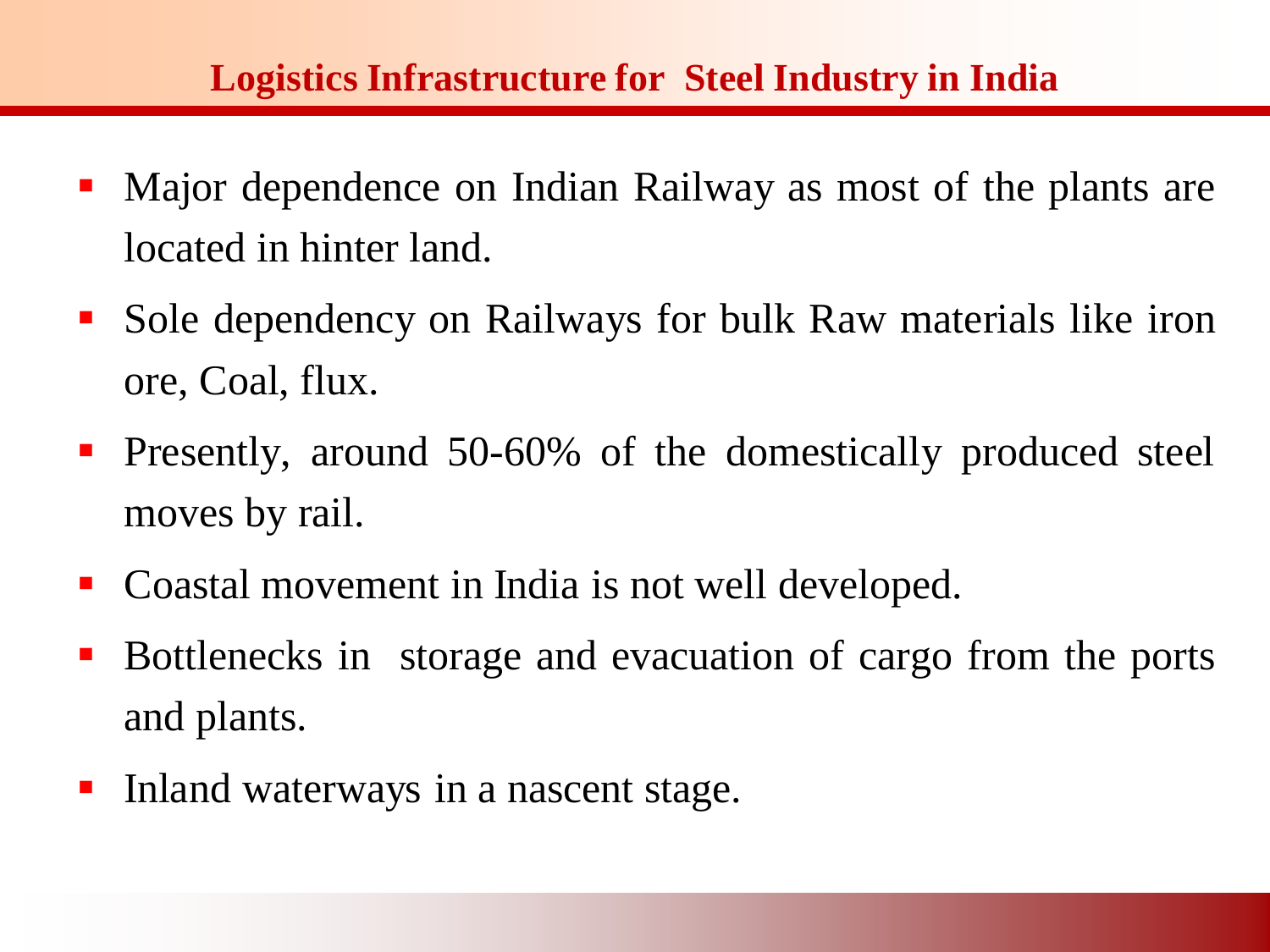# Logistics Infrastructure for Steel Industry in India

- Major dependence on Indian Railway as most of the plants are located in hinter land.
- Sole dependency on Railways for bulk Raw materials like iron ore, Coal, flux.
- Presently, around 50-60% of the domestically produced steel moves by rail.
- Coastal movement in India is not well developed.
- Bottlenecks in storage and evacuation of cargo from the ports and plants.
- Inland waterways in a nascent stage.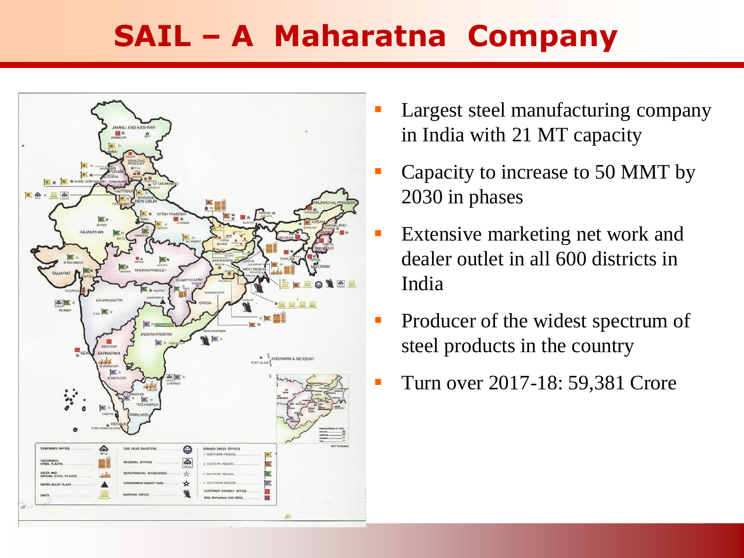# SAIL – A Maharatna Company

- Largest steel manufacturing company in India with 21 MT capacity
- Capacity to increase to 50 MMT by 2030 in phases
- Extensive marketing net work and dealer outlet in all 600 districts in India
- Producer of the widest spectrum of steel products in the country
- Turn over 2017-18: 59,381 Crore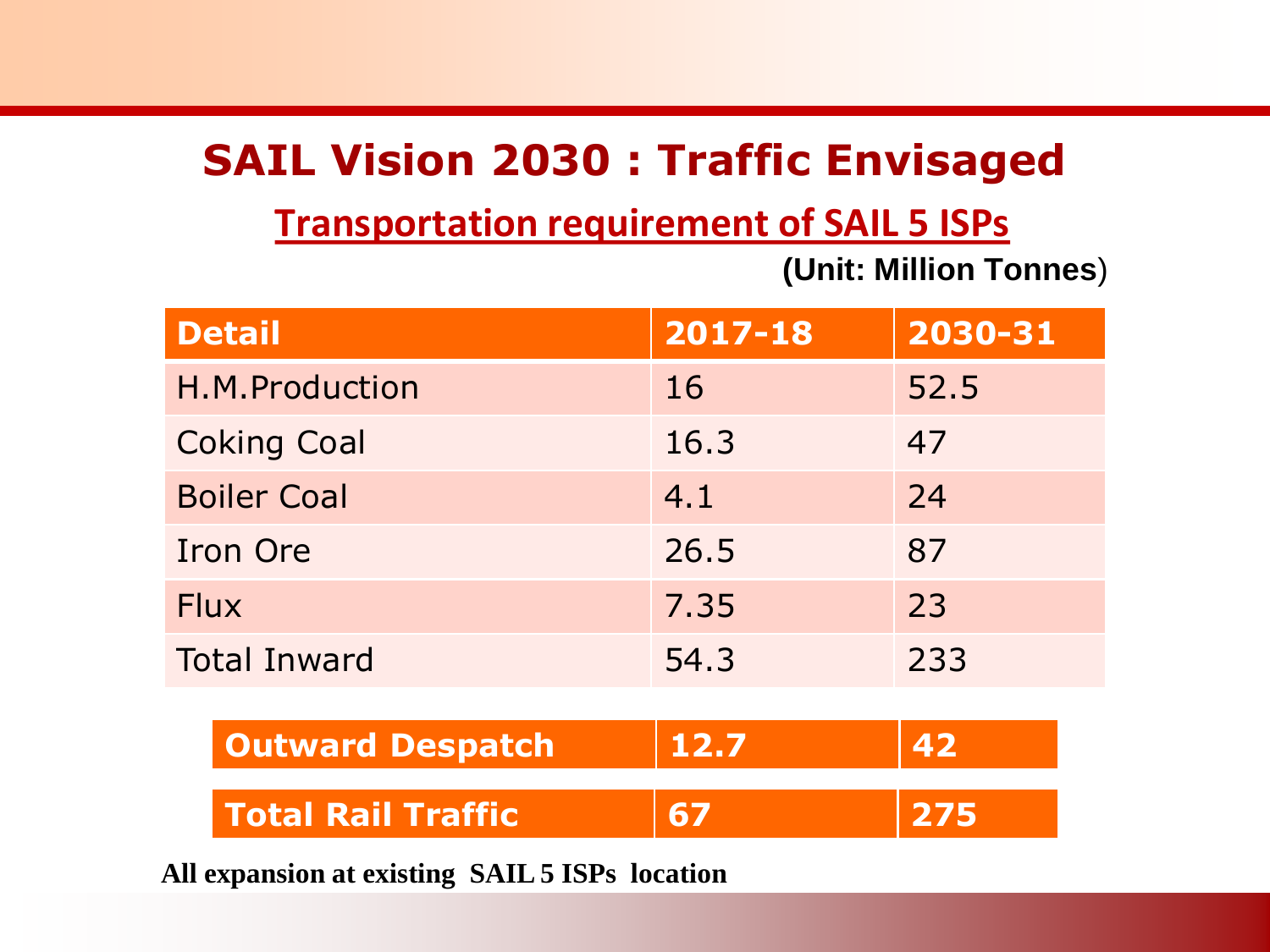# SAIL Vision 2030 : Traffic Envisaged

## Transportation requirement of SAIL 5 ISPs

**(Unit: Million Tonnes)**

| Detail | 2017-18 | 2030-31 |
|---|---|---|
| H.M.Production | 16 | 52.5 |
| Coking Coal | 16.3 | 47 |
| Boiler Coal | 4.1 | 24 |
| Iron Ore | 26.5 | 87 |
| Flux | 7.35 | 23 |
| Total Inward | 54.3 | 233 |
| **Outward Despatch** | **12.7** | **42** |
| **Total Rail Traffic** | **67** | **275** |

**All expansion at existing SAIL 5 ISPs location**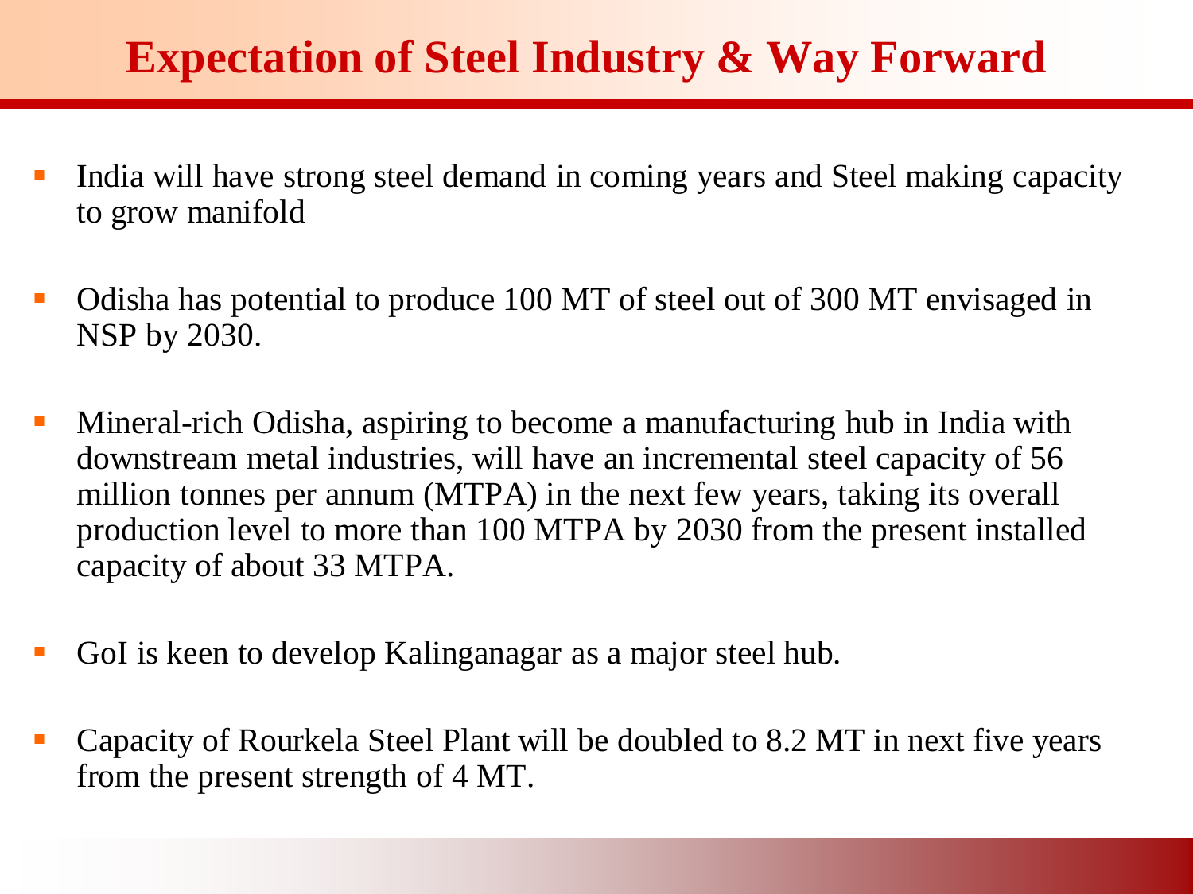# Expectation of Steel Industry & Way Forward

- India will have strong steel demand in coming years and Steel making capacity to grow manifold
- Odisha has potential to produce 100 MT of steel out of 300 MT envisaged in NSP by 2030.
- Mineral-rich Odisha, aspiring to become a manufacturing hub in India with downstream metal industries, will have an incremental steel capacity of 56 million tonnes per annum (MTPA) in the next few years, taking its overall production level to more than 100 MTPA by 2030 from the present installed capacity of about 33 MTPA.
- GoI is keen to develop Kalinganagar as a major steel hub.
- Capacity of Rourkela Steel Plant will be doubled to 8.2 MT in next five years from the present strength of 4 MT.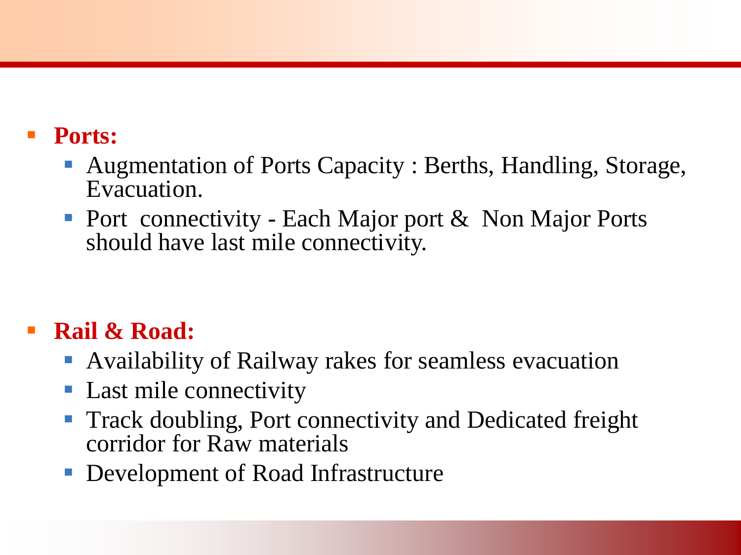- **Ports:**
  - Augmentation of Ports Capacity : Berths, Handling, Storage, Evacuation.
  - Port connectivity - Each Major port & Non Major Ports should have last mile connectivity.

- **Rail & Road:**
  - Availability of Railway rakes for seamless evacuation
  - Last mile connectivity
  - Track doubling, Port connectivity and Dedicated freight corridor for Raw materials
  - Development of Road Infrastructure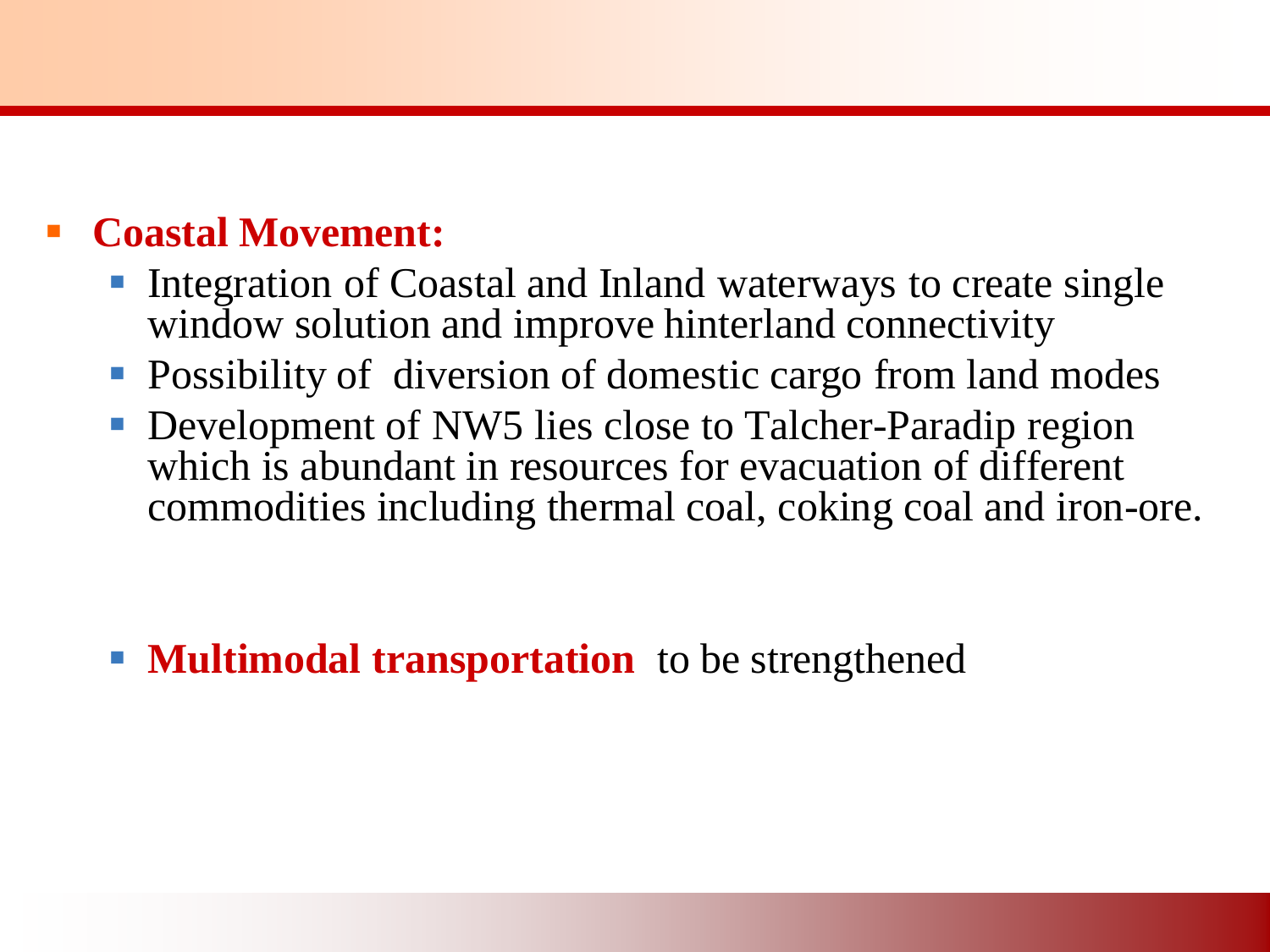- **Coastal Movement:**
  - Integration of Coastal and Inland waterways to create single window solution and improve hinterland connectivity
  - Possibility of diversion of domestic cargo from land modes
  - Development of NW5 lies close to Talcher-Paradip region which is abundant in resources for evacuation of different commodities including thermal coal, coking coal and iron-ore.

  - **Multimodal transportation** to be strengthened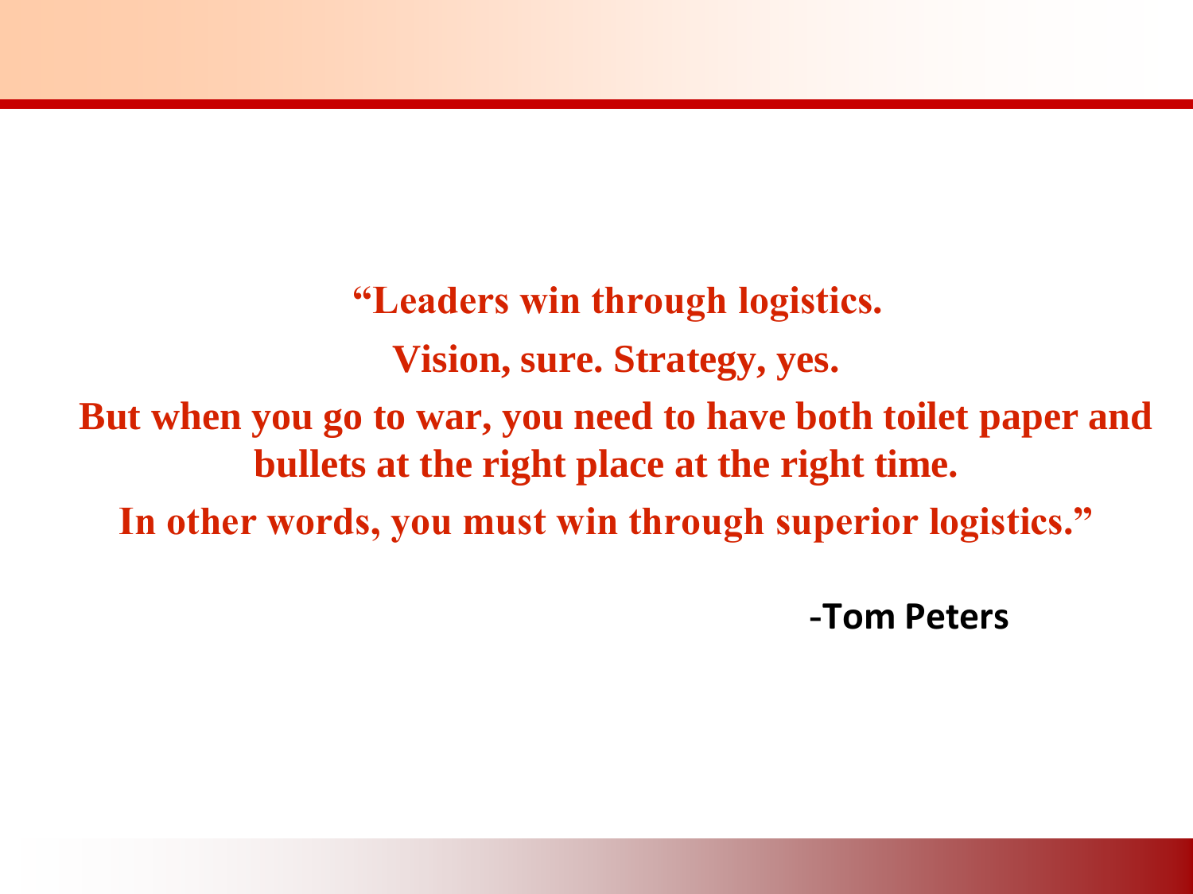**“Leaders win through logistics.**

**Vision, sure. Strategy, yes.**

**But when you go to war, you need to have both toilet paper and bullets at the right place at the right time.**

**In other words, you must win through superior logistics.”**

**-Tom Peters**